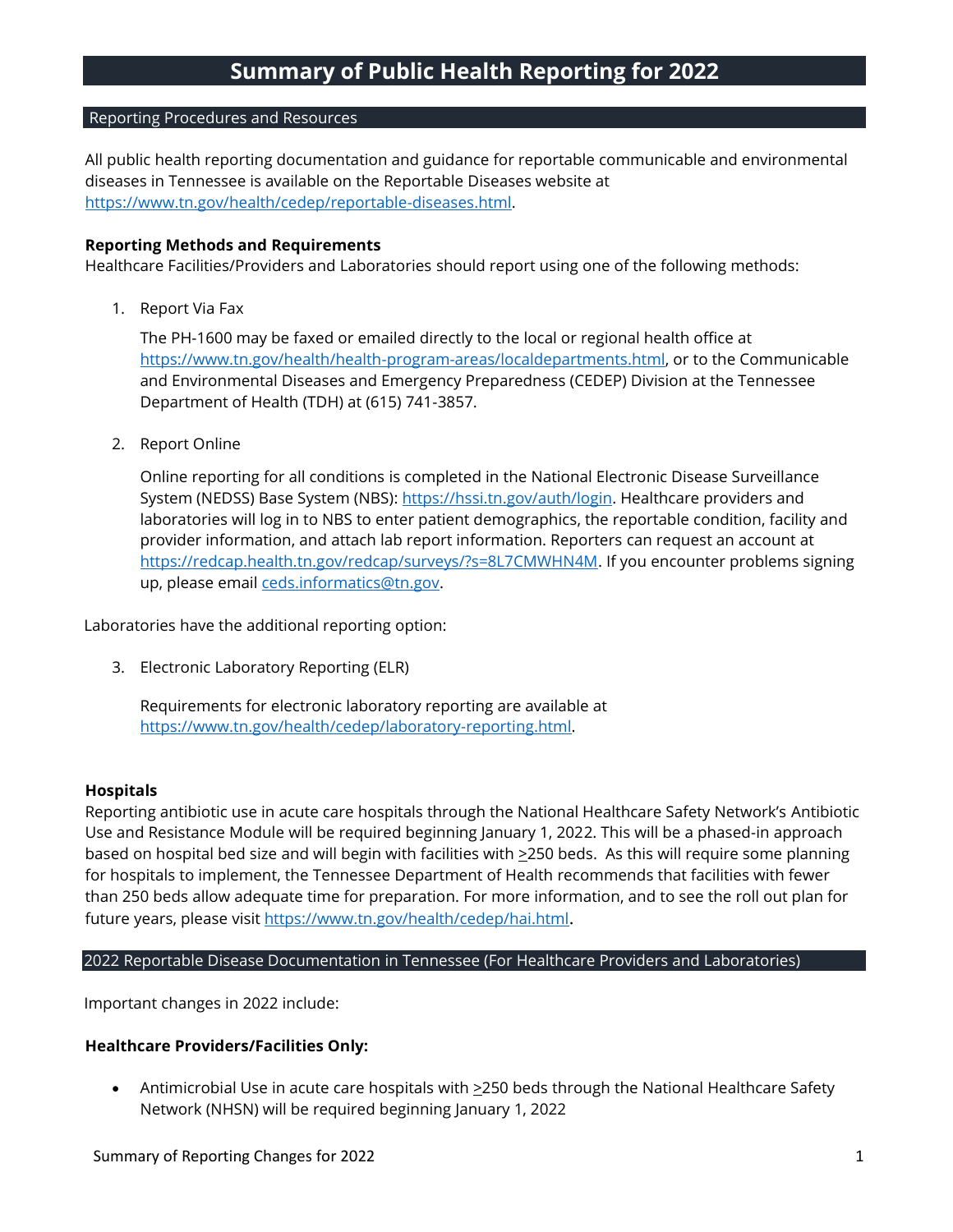# Summary of Public Health Reporting for 2022

## Reporting Procedures and Resources

All public health reporting documentation and guidance for reportable communicable and environmental diseases in Tennessee is available on the Reportable Diseases website at https://www.tn.gov/health/cedep/reportable-diseases.html.

**Reporting Methods and Requirements**

Healthcare Facilities/Providers and Laboratories should report using one of the following methods:

1. Report Via Fax

   The PH-1600 may be faxed or emailed directly to the local or regional health office at https://www.tn.gov/health/health-program-areas/localdepartments.html, or to the Communicable and Environmental Diseases and Emergency Preparedness (CEDEP) Division at the Tennessee Department of Health (TDH) at (615) 741-3857.

2. Report Online

   Online reporting for all conditions is completed in the National Electronic Disease Surveillance System (NEDSS) Base System (NBS): https://hssi.tn.gov/auth/login. Healthcare providers and laboratories will log in to NBS to enter patient demographics, the reportable condition, facility and provider information, and attach lab report information. Reporters can request an account at https://redcap.health.tn.gov/redcap/surveys/?s=8L7CMWHN4M. If you encounter problems signing up, please email ceds.informatics@tn.gov.

Laboratories have the additional reporting option:

3. Electronic Laboratory Reporting (ELR)

   Requirements for electronic laboratory reporting are available at https://www.tn.gov/health/cedep/laboratory-reporting.html.

**Hospitals**

Reporting antibiotic use in acute care hospitals through the National Healthcare Safety Network's Antibiotic Use and Resistance Module will be required beginning January 1, 2022. This will be a phased-in approach based on hospital bed size and will begin with facilities with ≥250 beds. As this will require some planning for hospitals to implement, the Tennessee Department of Health recommends that facilities with fewer than 250 beds allow adequate time for preparation. For more information, and to see the roll out plan for future years, please visit https://www.tn.gov/health/cedep/hai.html.

## 2022 Reportable Disease Documentation in Tennessee (For Healthcare Providers and Laboratories)

Important changes in 2022 include:

**Healthcare Providers/Facilities Only:**

- Antimicrobial Use in acute care hospitals with ≥250 beds through the National Healthcare Safety Network (NHSN) will be required beginning January 1, 2022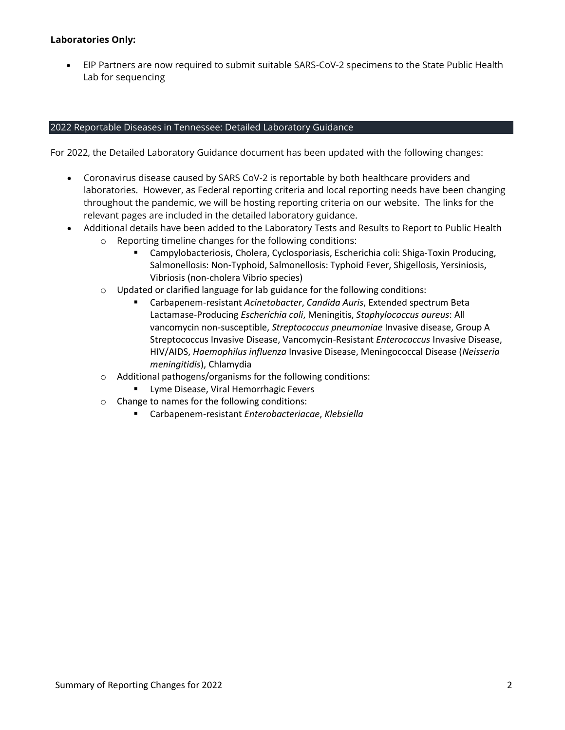**Laboratories Only:**

- EIP Partners are now required to submit suitable SARS-CoV-2 specimens to the State Public Health Lab for sequencing

## 2022 Reportable Diseases in Tennessee: Detailed Laboratory Guidance

For 2022, the Detailed Laboratory Guidance document has been updated with the following changes:

- Coronavirus disease caused by SARS CoV-2 is reportable by both healthcare providers and laboratories. However, as Federal reporting criteria and local reporting needs have been changing throughout the pandemic, we will be hosting reporting criteria on our website. The links for the relevant pages are included in the detailed laboratory guidance.
- Additional details have been added to the Laboratory Tests and Results to Report to Public Health
  - Reporting timeline changes for the following conditions:
    - Campylobacteriosis, Cholera, Cyclosporiasis, Escherichia coli: Shiga-Toxin Producing, Salmonellosis: Non-Typhoid, Salmonellosis: Typhoid Fever, Shigellosis, Yersiniosis, Vibriosis (non-cholera Vibrio species)
  - Updated or clarified language for lab guidance for the following conditions:
    - Carbapenem-resistant *Acinetobacter*, *Candida Auris*, Extended spectrum Beta Lactamase-Producing *Escherichia coli*, Meningitis, *Staphylococcus aureus*: All vancomycin non-susceptible, *Streptococcus pneumoniae* Invasive disease, Group A Streptococcus Invasive Disease, Vancomycin-Resistant *Enterococcus* Invasive Disease, HIV/AIDS, *Haemophilus influenza* Invasive Disease, Meningococcal Disease (*Neisseria meningitidis*), Chlamydia
  - Additional pathogens/organisms for the following conditions:
    - Lyme Disease, Viral Hemorrhagic Fevers
  - Change to names for the following conditions:
    - Carbapenem-resistant *Enterobacteriacae*, *Klebsiella*